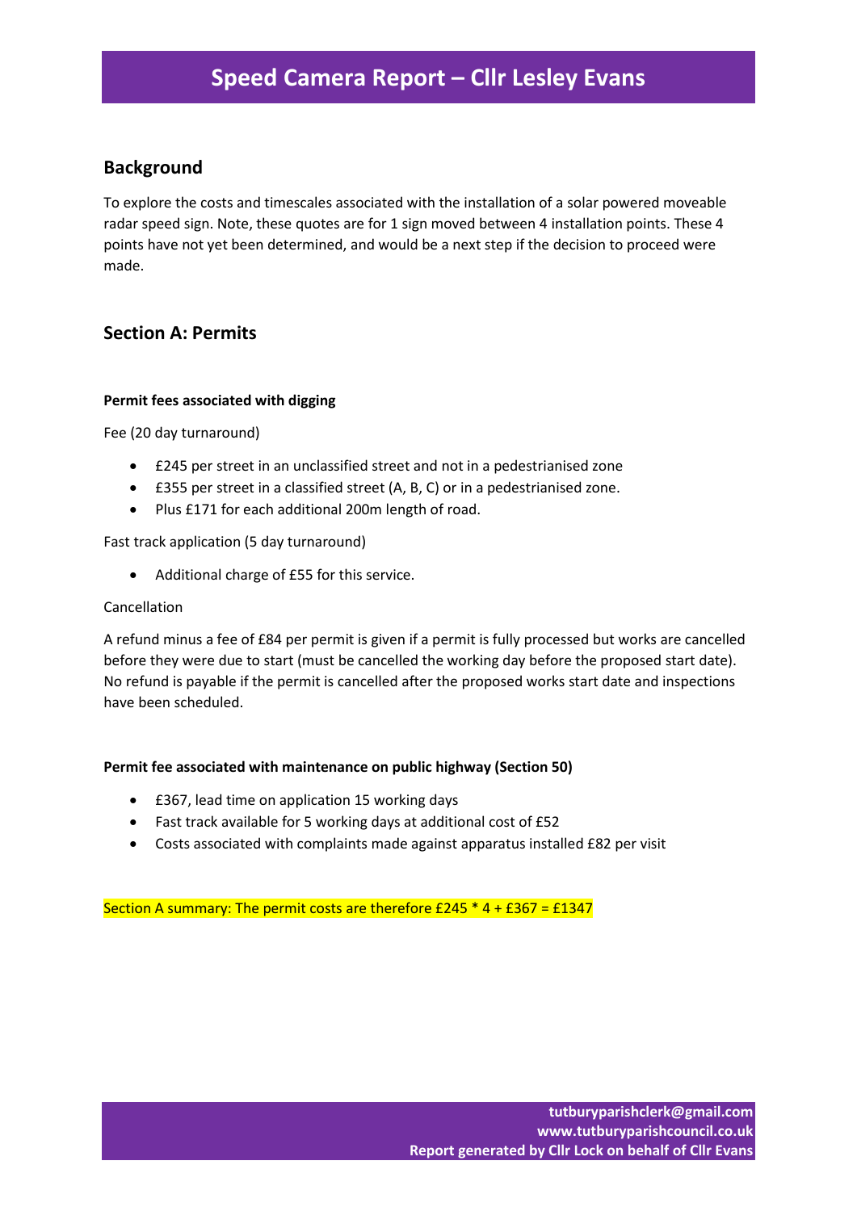# Speed Camera Report – Cllr Lesley Evans

## Background

To explore the costs and timescales associated with the installation of a solar powered moveable radar speed sign. Note, these quotes are for 1 sign moved between 4 installation points. These 4 points have not yet been determined, and would be a next step if the decision to proceed were made.

## Section A: Permits

**Permit fees associated with digging**

Fee (20 day turnaround)

- £245 per street in an unclassified street and not in a pedestrianised zone
- £355 per street in a classified street (A, B, C) or in a pedestrianised zone.
- Plus £171 for each additional 200m length of road.

Fast track application (5 day turnaround)

- Additional charge of £55 for this service.

Cancellation

A refund minus a fee of £84 per permit is given if a permit is fully processed but works are cancelled before they were due to start (must be cancelled the working day before the proposed start date). No refund is payable if the permit is cancelled after the proposed works start date and inspections have been scheduled.

**Permit fee associated with maintenance on public highway (Section 50)**

- £367, lead time on application 15 working days
- Fast track available for 5 working days at additional cost of £52
- Costs associated with complaints made against apparatus installed £82 per visit

Section A summary: The permit costs are therefore £245 * 4 + £367 = £1347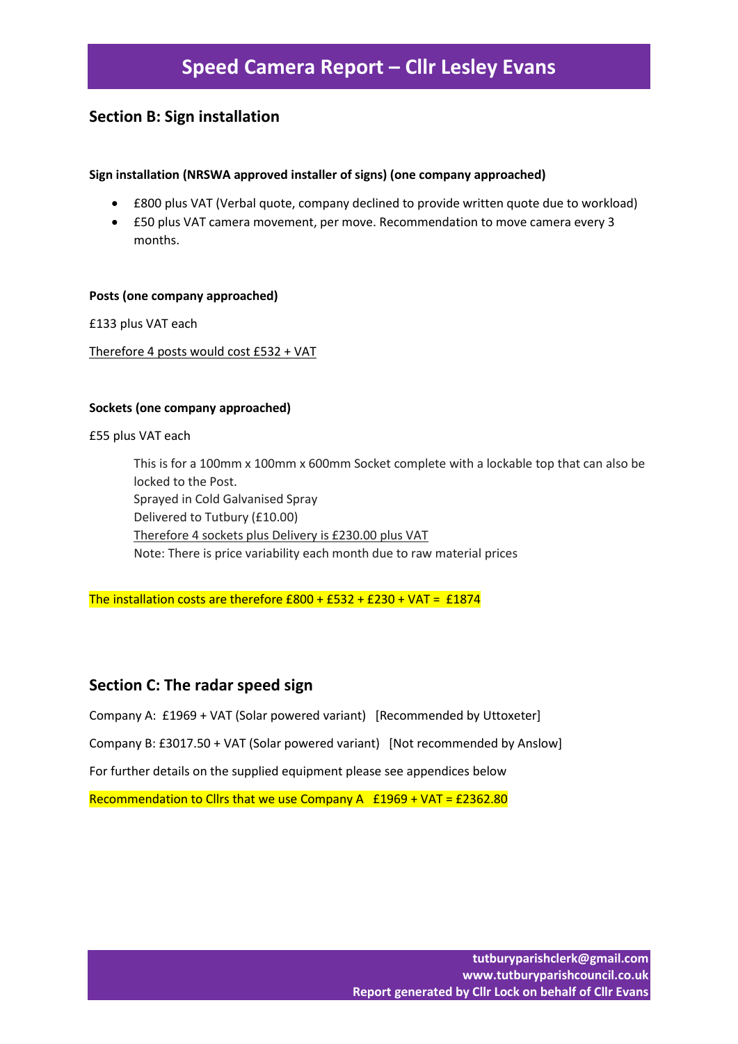# Speed Camera Report – Cllr Lesley Evans

## Section B: Sign installation

**Sign installation (NRSWA approved installer of signs) (one company approached)**

- £800 plus VAT (Verbal quote, company declined to provide written quote due to workload)
- £50 plus VAT camera movement, per move. Recommendation to move camera every 3 months.

**Posts (one company approached)**

£133 plus VAT each

Therefore 4 posts would cost £532 + VAT

**Sockets (one company approached)**

£55 plus VAT each

> This is for a 100mm x 100mm x 600mm Socket complete with a lockable top that can also be locked to the Post.
> Sprayed in Cold Galvanised Spray
> Delivered to Tutbury (£10.00)
> Therefore 4 sockets plus Delivery is £230.00 plus VAT
> Note: There is price variability each month due to raw material prices

The installation costs are therefore £800 + £532 + £230 + VAT = £1874

## Section C: The radar speed sign

Company A: £1969 + VAT (Solar powered variant) [Recommended by Uttoxeter]

Company B: £3017.50 + VAT (Solar powered variant) [Not recommended by Anslow]

For further details on the supplied equipment please see appendices below

Recommendation to Cllrs that we use Company A £1969 + VAT = £2362.80

tutburyparishclerk@gmail.com
www.tutburyparishcouncil.co.uk
Report generated by Cllr Lock on behalf of Cllr Evans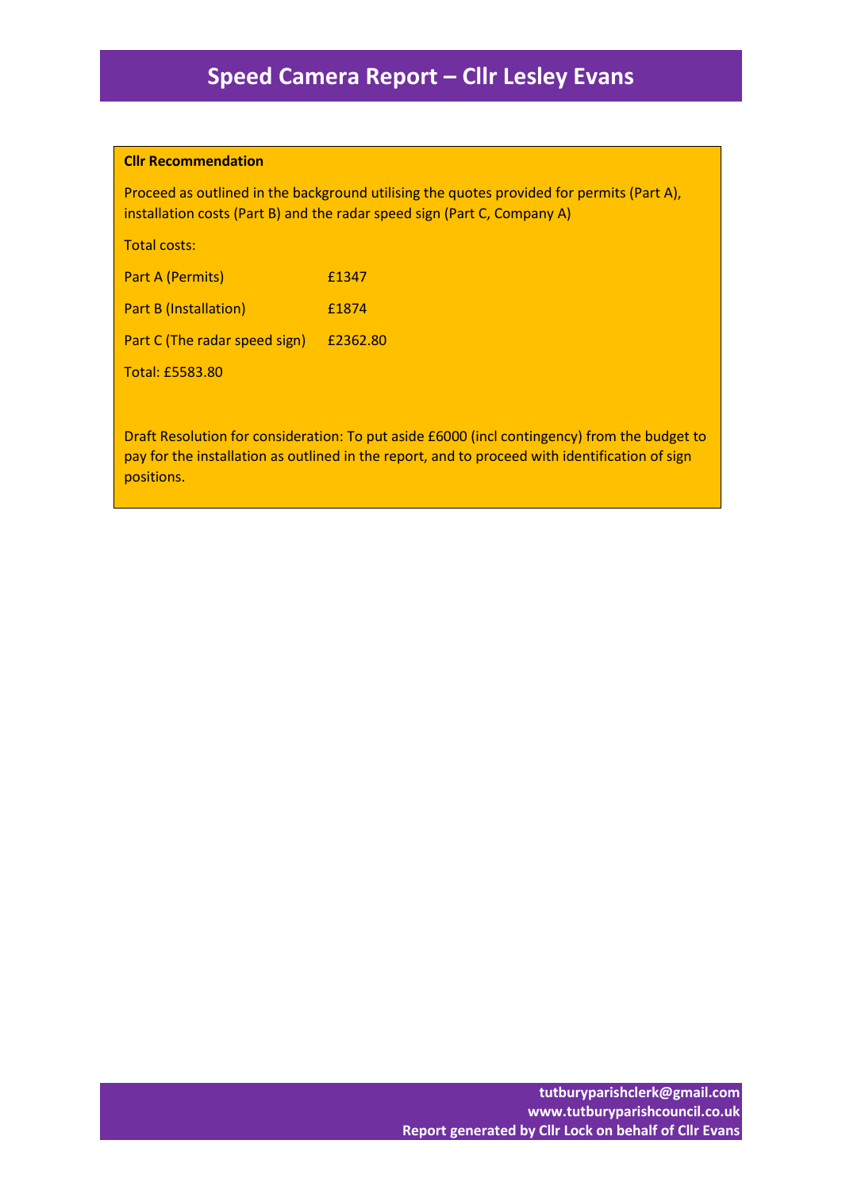# Speed Camera Report – Cllr Lesley Evans

**Cllr Recommendation**

Proceed as outlined in the background utilising the quotes provided for permits (Part A), installation costs (Part B) and the radar speed sign (Part C, Company A)

Total costs:

| | |
|---|---|
| Part A (Permits) | £1347 |
| Part B (Installation) | £1874 |
| Part C (The radar speed sign) | £2362.80 |

Total: £5583.80

Draft Resolution for consideration: To put aside £6000 (incl contingency) from the budget to pay for the installation as outlined in the report, and to proceed with identification of sign positions.

tutburyparishclerk@gmail.com
www.tutburyparishcouncil.co.uk
Report generated by Cllr Lock on behalf of Cllr Evans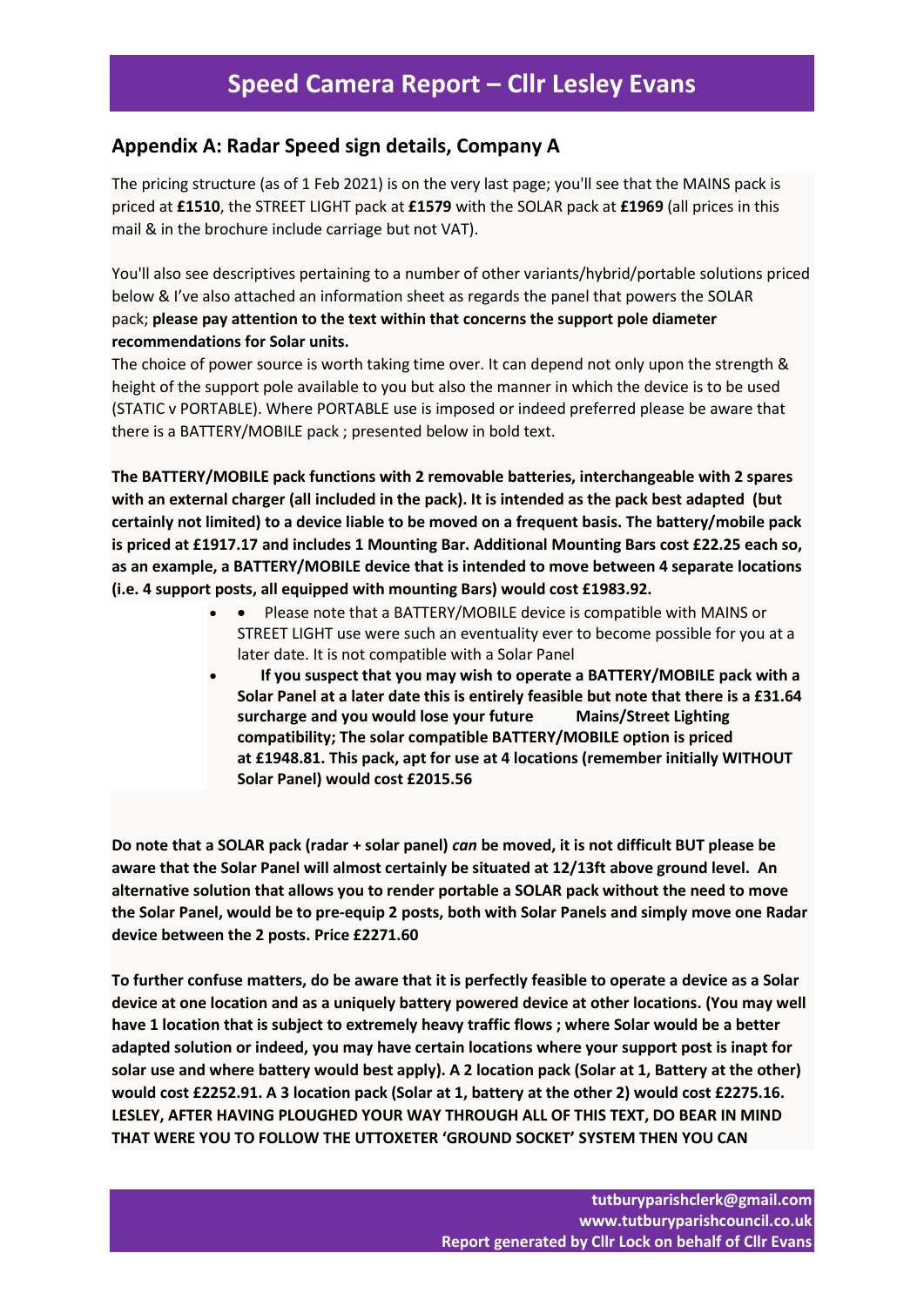# Speed Camera Report – Cllr Lesley Evans

## Appendix A: Radar Speed sign details, Company A

The pricing structure (as of 1 Feb 2021) is on the very last page; you'll see that the MAINS pack is priced at **£1510**, the STREET LIGHT pack at **£1579** with the SOLAR pack at **£1969** (all prices in this mail & in the brochure include carriage but not VAT).

You'll also see descriptives pertaining to a number of other variants/hybrid/portable solutions priced below & I've also attached an information sheet as regards the panel that powers the SOLAR pack; **please pay attention to the text within that concerns the support pole diameter recommendations for Solar units.**

The choice of power source is worth taking time over. It can depend not only upon the strength & height of the support pole available to you but also the manner in which the device is to be used (STATIC v PORTABLE). Where PORTABLE use is imposed or indeed preferred please be aware that there is a BATTERY/MOBILE pack ; presented below in bold text.

**The BATTERY/MOBILE pack functions with 2 removable batteries, interchangeable with 2 spares with an external charger (all included in the pack). It is intended as the pack best adapted (but certainly not limited) to a device liable to be moved on a frequent basis. The battery/mobile pack is priced at £1917.17 and includes 1 Mounting Bar. Additional Mounting Bars cost £22.25 each so, as an example, a BATTERY/MOBILE device that is intended to move between 4 separate locations (i.e. 4 support posts, all equipped with mounting Bars) would cost £1983.92.**

- Please note that a BATTERY/MOBILE device is compatible with MAINS or STREET LIGHT use were such an eventuality ever to become possible for you at a later date. It is not compatible with a Solar Panel
- **If you suspect that you may wish to operate a BATTERY/MOBILE pack with a Solar Panel at a later date this is entirely feasible but note that there is a £31.64 surcharge and you would lose your future Mains/Street Lighting compatibility; The solar compatible BATTERY/MOBILE option is priced at £1948.81. This pack, apt for use at 4 locations (remember initially WITHOUT Solar Panel) would cost £2015.56**

**Do note that a SOLAR pack (radar + solar panel) *can* be moved, it is not difficult BUT please be aware that the Solar Panel will almost certainly be situated at 12/13ft above ground level. An alternative solution that allows you to render portable a SOLAR pack without the need to move the Solar Panel, would be to pre-equip 2 posts, both with Solar Panels and simply move one Radar device between the 2 posts. Price £2271.60**

**To further confuse matters, do be aware that it is perfectly feasible to operate a device as a Solar device at one location and as a uniquely battery powered device at other locations. (You may well have 1 location that is subject to extremely heavy traffic flows ; where Solar would be a better adapted solution or indeed, you may have certain locations where your support post is inapt for solar use and where battery would best apply). A 2 location pack (Solar at 1, Battery at the other) would cost £2252.91. A 3 location pack (Solar at 1, battery at the other 2) would cost £2275.16. LESLEY, AFTER HAVING PLOUGHED YOUR WAY THROUGH ALL OF THIS TEXT, DO BEAR IN MIND THAT WERE YOU TO FOLLOW THE UTTOXETER 'GROUND SOCKET' SYSTEM THEN YOU CAN**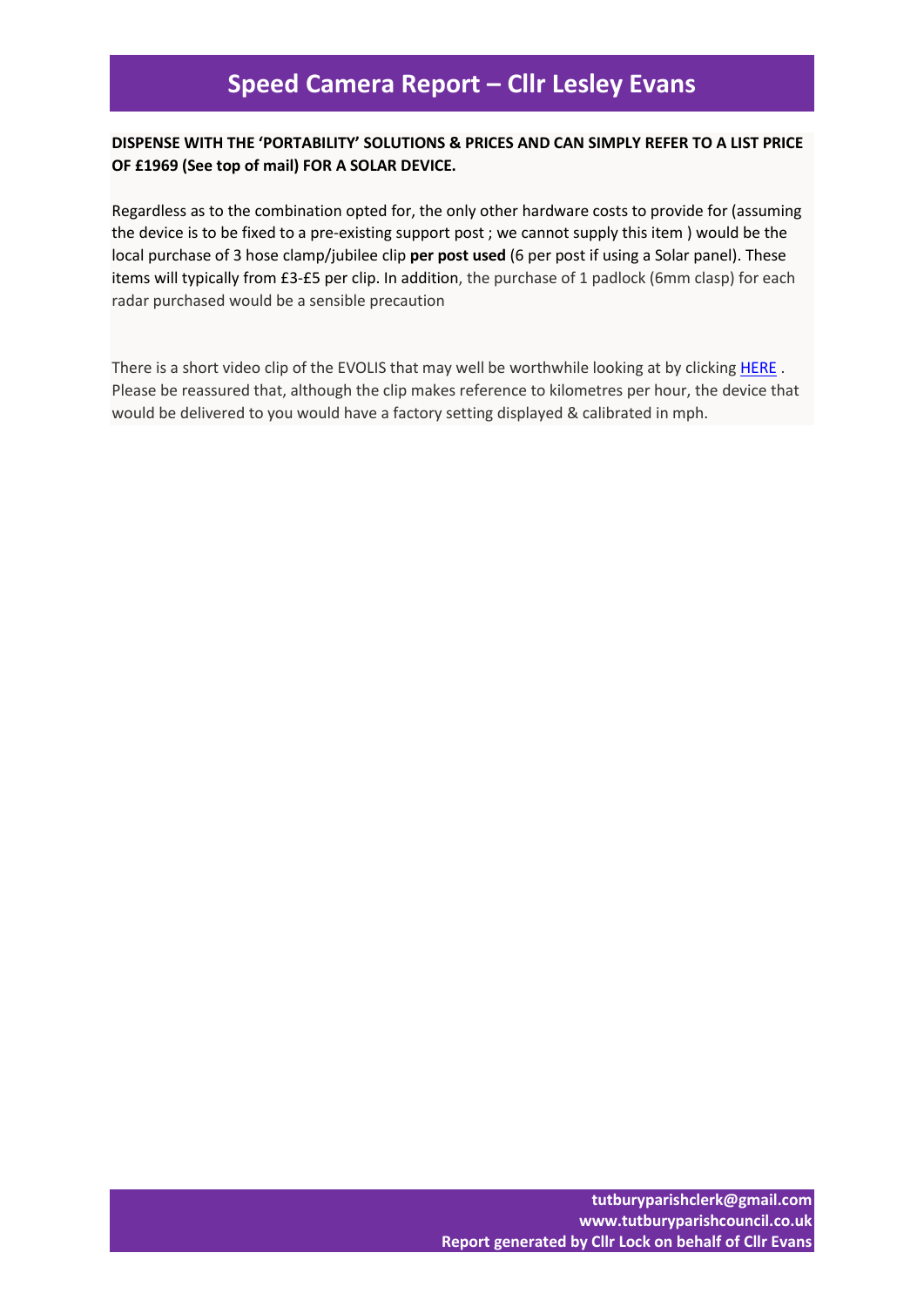**DISPENSE WITH THE 'PORTABILITY' SOLUTIONS & PRICES AND CAN SIMPLY REFER TO A LIST PRICE OF £1969 (See top of mail) FOR A SOLAR DEVICE.**

Regardless as to the combination opted for, the only other hardware costs to provide for (assuming the device is to be fixed to a pre-existing support post ; we cannot supply this item ) would be the local purchase of 3 hose clamp/jubilee clip **per post used** (6 per post if using a Solar panel). These items will typically from £3-£5 per clip. In addition, the purchase of 1 padlock (6mm clasp) for each radar purchased would be a sensible precaution

There is a short video clip of the EVOLIS that may well be worthwhile looking at by clicking HERE . Please be reassured that, although the clip makes reference to kilometres per hour, the device that would be delivered to you would have a factory setting displayed & calibrated in mph.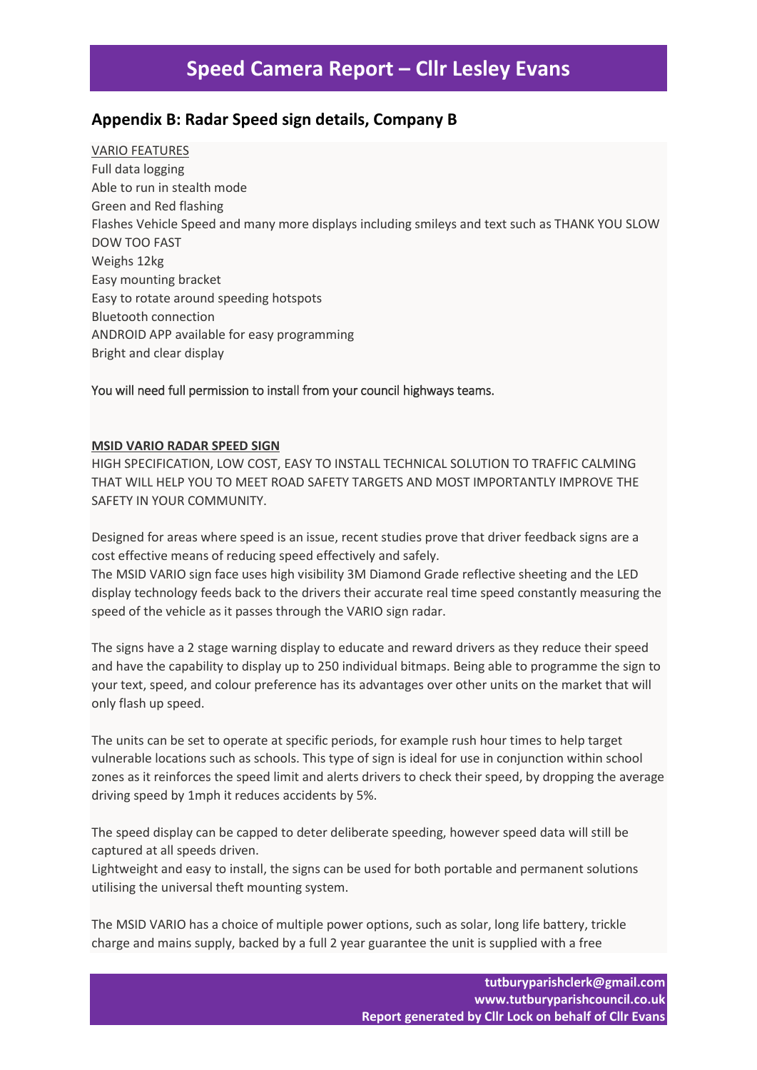## Appendix B: Radar Speed sign details, Company B

VARIO FEATURES
Full data logging
Able to run in stealth mode
Green and Red flashing
Flashes Vehicle Speed and many more displays including smileys and text such as THANK YOU SLOW DOW TOO FAST
Weighs 12kg
Easy mounting bracket
Easy to rotate around speeding hotspots
Bluetooth connection
ANDROID APP available for easy programming
Bright and clear display

You will need full permission to install from your council highways teams.

**MSID VARIO RADAR SPEED SIGN**

HIGH SPECIFICATION, LOW COST, EASY TO INSTALL TECHNICAL SOLUTION TO TRAFFIC CALMING THAT WILL HELP YOU TO MEET ROAD SAFETY TARGETS AND MOST IMPORTANTLY IMPROVE THE SAFETY IN YOUR COMMUNITY.

Designed for areas where speed is an issue, recent studies prove that driver feedback signs are a cost effective means of reducing speed effectively and safely.
The MSID VARIO sign face uses high visibility 3M Diamond Grade reflective sheeting and the LED display technology feeds back to the drivers their accurate real time speed constantly measuring the speed of the vehicle as it passes through the VARIO sign radar.

The signs have a 2 stage warning display to educate and reward drivers as they reduce their speed and have the capability to display up to 250 individual bitmaps. Being able to programme the sign to your text, speed, and colour preference has its advantages over other units on the market that will only flash up speed.

The units can be set to operate at specific periods, for example rush hour times to help target vulnerable locations such as schools. This type of sign is ideal for use in conjunction within school zones as it reinforces the speed limit and alerts drivers to check their speed, by dropping the average driving speed by 1mph it reduces accidents by 5%.

The speed display can be capped to deter deliberate speeding, however speed data will still be captured at all speeds driven.
Lightweight and easy to install, the signs can be used for both portable and permanent solutions utilising the universal theft mounting system.

The MSID VARIO has a choice of multiple power options, such as solar, long life battery, trickle charge and mains supply, backed by a full 2 year guarantee the unit is supplied with a free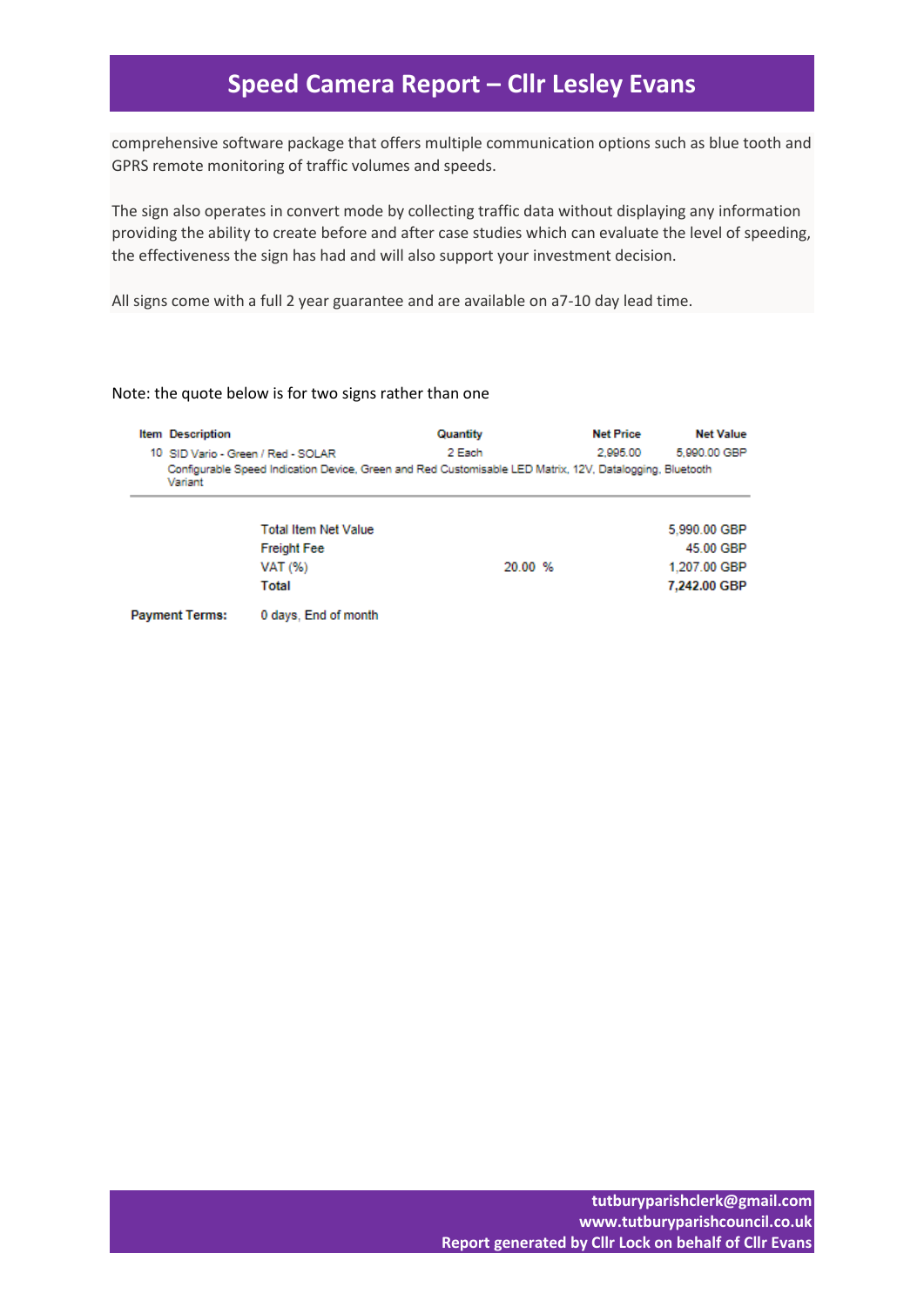comprehensive software package that offers multiple communication options such as blue tooth and GPRS remote monitoring of traffic volumes and speeds.

The sign also operates in convert mode by collecting traffic data without displaying any information providing the ability to create before and after case studies which can evaluate the level of speeding, the effectiveness the sign has had and will also support your investment decision.

All signs come with a full 2 year guarantee and are available on a7-10 day lead time.

Note: the quote below is for two signs rather than one

| Item | Description | Quantity | Net Price | Net Value |
|---|---|---|---|---|
| 10 | SID Vario - Green / Red - SOLAR<br>Configurable Speed Indication Device, Green and Red Customisable LED Matrix, 12V, Datalogging, Bluetooth Variant | 2 Each | 2,995.00 | 5,990.00 GBP |

| | | |
|---|---|---|
| Total Item Net Value | | 5,990.00 GBP |
| Freight Fee | | 45.00 GBP |
| VAT (%) | 20.00 % | 1,207.00 GBP |
| **Total** | | **7,242.00 GBP** |

**Payment Terms:** 0 days, End of month